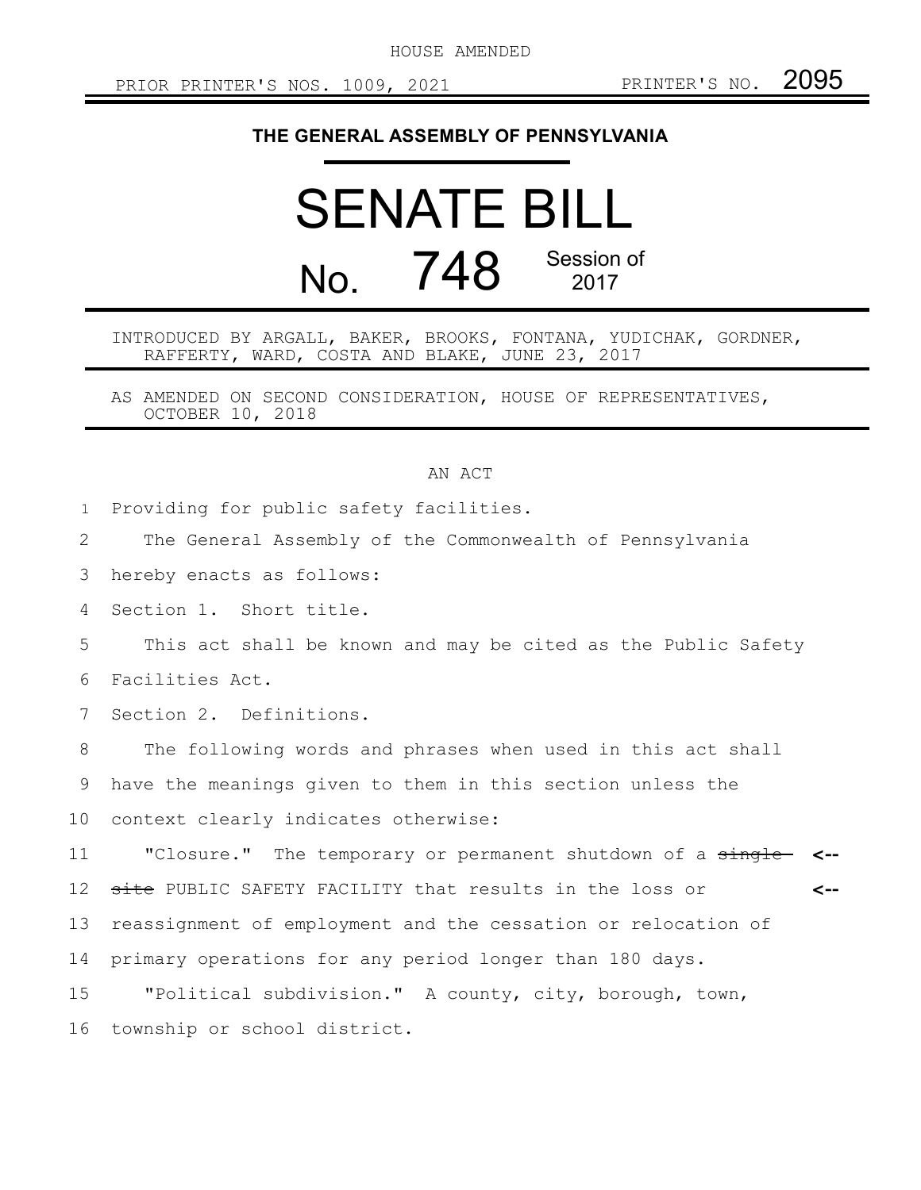HOUSE AMENDED

PRIOR PRINTER'S NOS. 1009, 2021 PRINTER'S NO. 2095

**THE GENERAL ASSEMBLY OF PENNSYLVANIA**

# SENATE BILL

## No. 748 Session of 2017

INTRODUCED BY ARGALL, BAKER, BROOKS, FONTANA, YUDICHAK, GORDNER, RAFFERTY, WARD, COSTA AND BLAKE, JUNE 23, 2017

AS AMENDED ON SECOND CONSIDERATION, HOUSE OF REPRESENTATIVES, OCTOBER 10, 2018

AN ACT

Providing for public safety facilities.

The General Assembly of the Commonwealth of Pennsylvania hereby enacts as follows:

Section 1. Short title.

This act shall be known and may be cited as the Public Safety Facilities Act.

Section 2. Definitions.

The following words and phrases when used in this act shall have the meanings given to them in this section unless the context clearly indicates otherwise:

"Closure." The temporary or permanent shutdown of a ~~single site~~ PUBLIC SAFETY FACILITY that results in the loss or reassignment of employment and the cessation or relocation of primary operations for any period longer than 180 days.

"Political subdivision." A county, city, borough, town, township or school district.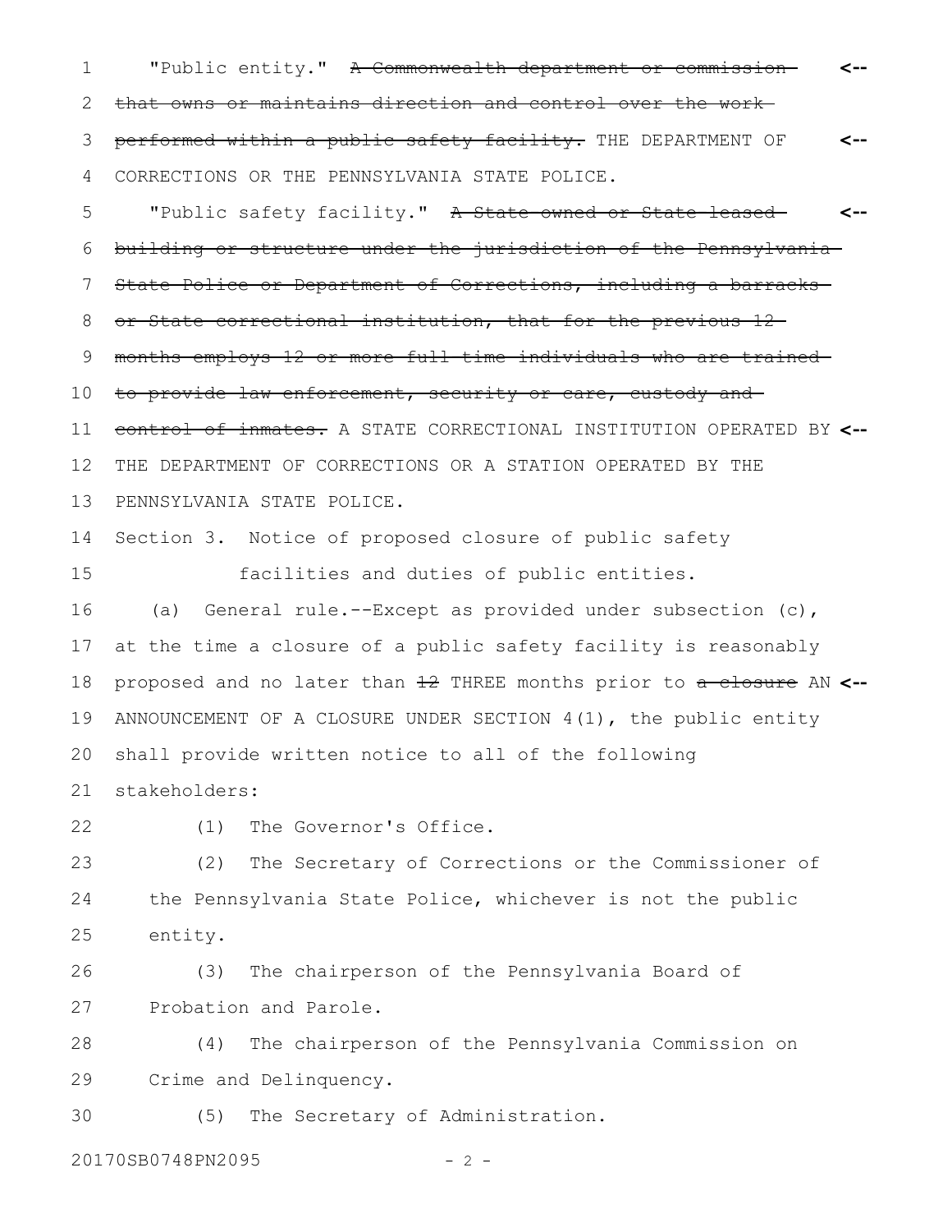"Public entity." ~~A Commonwealth department or commission that owns or maintains direction and control over the work performed within a public safety facility.~~ THE DEPARTMENT OF CORRECTIONS OR THE PENNSYLVANIA STATE POLICE.

"Public safety facility." ~~A State-owned or State-leased building or structure under the jurisdiction of the Pennsylvania State Police or Department of Corrections, including a barracks or State correctional institution, that for the previous 12 months employs 12 or more full-time individuals who are trained to provide law enforcement, security or care, custody and control of inmates.~~ A STATE CORRECTIONAL INSTITUTION OPERATED BY THE DEPARTMENT OF CORRECTIONS OR A STATION OPERATED BY THE PENNSYLVANIA STATE POLICE.

Section 3. Notice of proposed closure of public safety facilities and duties of public entities.

(a) General rule.--Except as provided under subsection (c), at the time a closure of a public safety facility is reasonably proposed and no later than ~~12~~ THREE months prior to ~~a closure~~ AN ANNOUNCEMENT OF A CLOSURE UNDER SECTION 4(1), the public entity shall provide written notice to all of the following stakeholders:

(1) The Governor's Office.

(2) The Secretary of Corrections or the Commissioner of the Pennsylvania State Police, whichever is not the public entity.

(3) The chairperson of the Pennsylvania Board of Probation and Parole.

(4) The chairperson of the Pennsylvania Commission on Crime and Delinquency.

(5) The Secretary of Administration.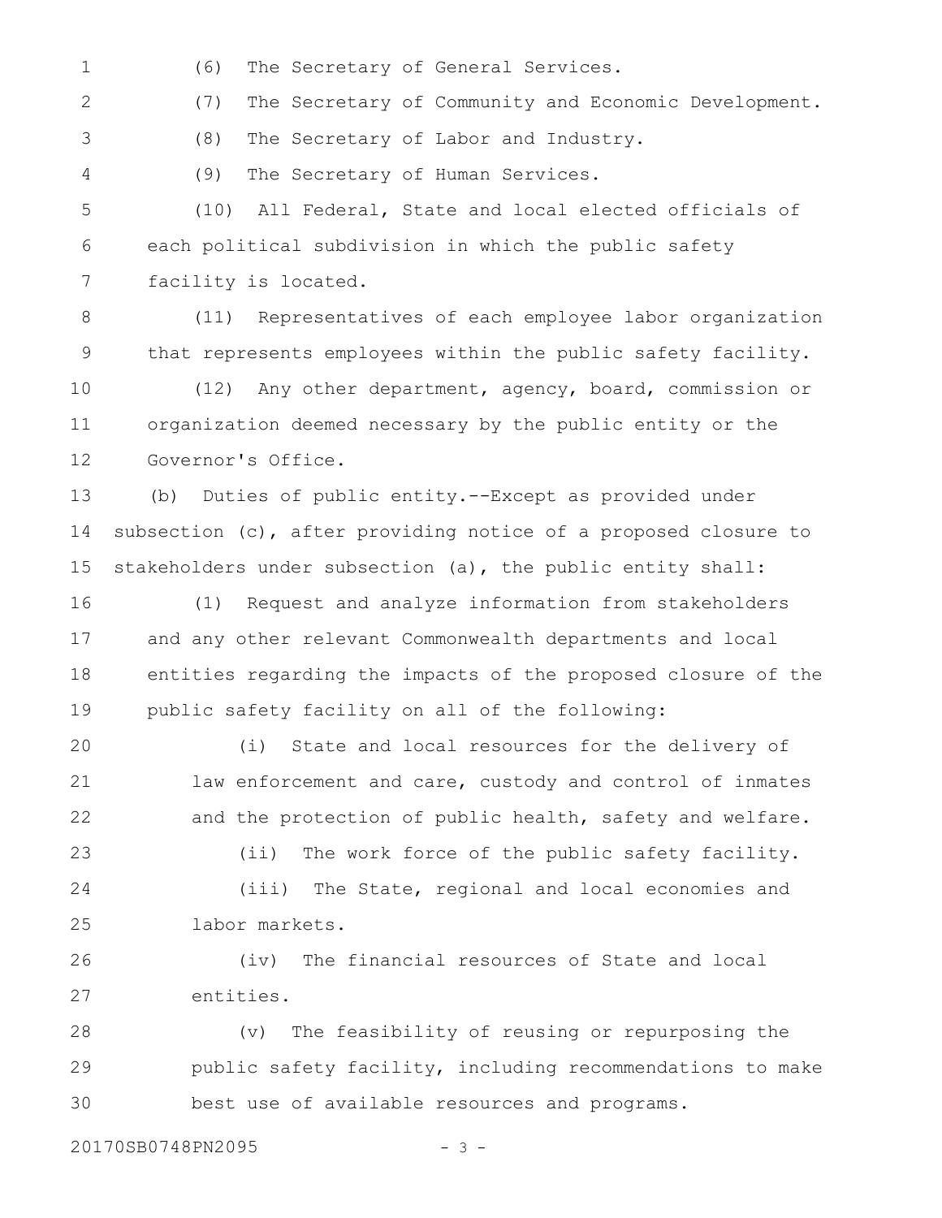(6) The Secretary of General Services.

(7) The Secretary of Community and Economic Development.

(8) The Secretary of Labor and Industry.

(9) The Secretary of Human Services.

(10) All Federal, State and local elected officials of each political subdivision in which the public safety facility is located.

(11) Representatives of each employee labor organization that represents employees within the public safety facility.

(12) Any other department, agency, board, commission or organization deemed necessary by the public entity or the Governor's Office.

(b) Duties of public entity.--Except as provided under subsection (c), after providing notice of a proposed closure to stakeholders under subsection (a), the public entity shall:

(1) Request and analyze information from stakeholders and any other relevant Commonwealth departments and local entities regarding the impacts of the proposed closure of the public safety facility on all of the following:

(i) State and local resources for the delivery of law enforcement and care, custody and control of inmates and the protection of public health, safety and welfare.

(ii) The work force of the public safety facility.

(iii) The State, regional and local economies and labor markets.

(iv) The financial resources of State and local entities.

(v) The feasibility of reusing or repurposing the public safety facility, including recommendations to make best use of available resources and programs.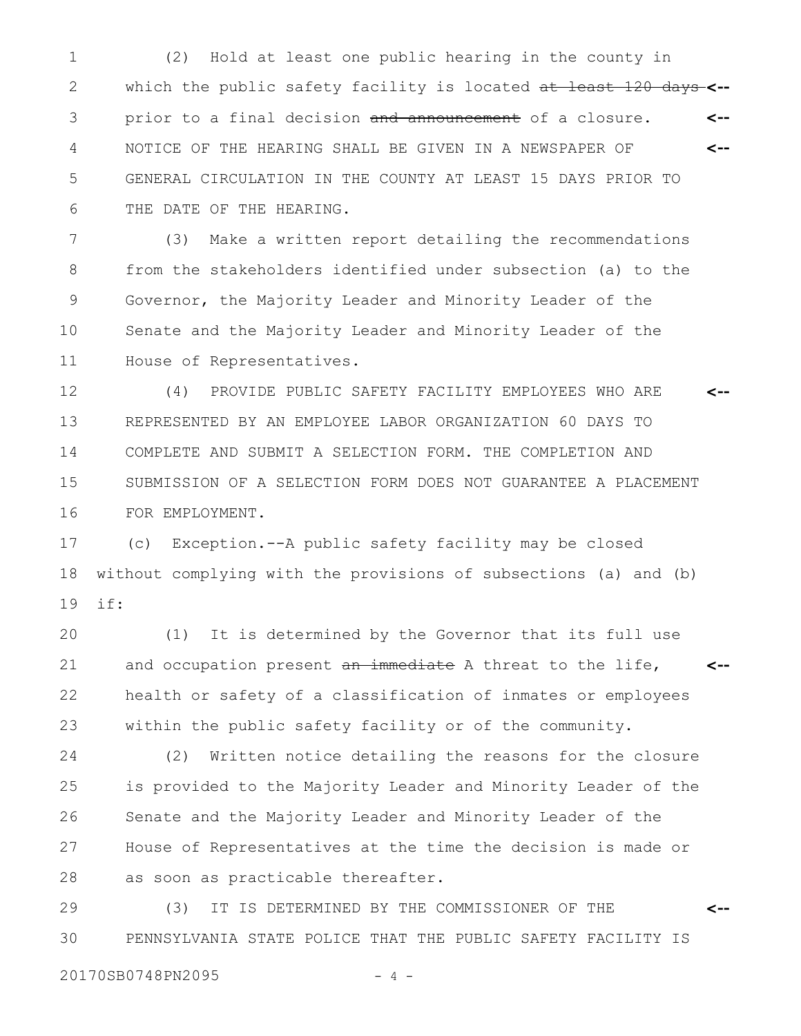(2) Hold at least one public hearing in the county in which the public safety facility is located ~~at least 120 days~~ prior to a final decision ~~and announcement~~ of a closure. NOTICE OF THE HEARING SHALL BE GIVEN IN A NEWSPAPER OF GENERAL CIRCULATION IN THE COUNTY AT LEAST 15 DAYS PRIOR TO THE DATE OF THE HEARING.

(3) Make a written report detailing the recommendations from the stakeholders identified under subsection (a) to the Governor, the Majority Leader and Minority Leader of the Senate and the Majority Leader and Minority Leader of the House of Representatives.

(4) PROVIDE PUBLIC SAFETY FACILITY EMPLOYEES WHO ARE REPRESENTED BY AN EMPLOYEE LABOR ORGANIZATION 60 DAYS TO COMPLETE AND SUBMIT A SELECTION FORM. THE COMPLETION AND SUBMISSION OF A SELECTION FORM DOES NOT GUARANTEE A PLACEMENT FOR EMPLOYMENT.

(c) Exception.--A public safety facility may be closed without complying with the provisions of subsections (a) and (b) if:

(1) It is determined by the Governor that its full use and occupation present ~~an immediate~~ A threat to the life, health or safety of a classification of inmates or employees within the public safety facility or of the community.

(2) Written notice detailing the reasons for the closure is provided to the Majority Leader and Minority Leader of the Senate and the Majority Leader and Minority Leader of the House of Representatives at the time the decision is made or as soon as practicable thereafter.

(3) IT IS DETERMINED BY THE COMMISSIONER OF THE PENNSYLVANIA STATE POLICE THAT THE PUBLIC SAFETY FACILITY IS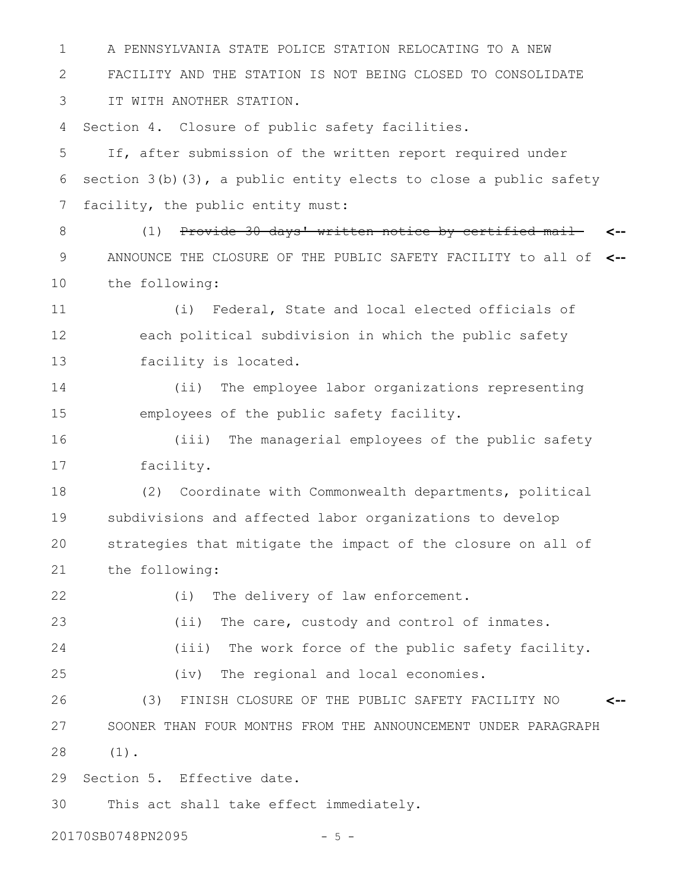A PENNSYLVANIA STATE POLICE STATION RELOCATING TO A NEW FACILITY AND THE STATION IS NOT BEING CLOSED TO CONSOLIDATE IT WITH ANOTHER STATION.

Section 4. Closure of public safety facilities.

If, after submission of the written report required under section 3(b)(3), a public entity elects to close a public safety facility, the public entity must:

(1) ~~Provide 30 days' written notice by certified mail~~ ANNOUNCE THE CLOSURE OF THE PUBLIC SAFETY FACILITY to all of the following:

(i) Federal, State and local elected officials of each political subdivision in which the public safety facility is located.

(ii) The employee labor organizations representing employees of the public safety facility.

(iii) The managerial employees of the public safety facility.

(2) Coordinate with Commonwealth departments, political subdivisions and affected labor organizations to develop strategies that mitigate the impact of the closure on all of the following:

(i) The delivery of law enforcement.

(ii) The care, custody and control of inmates.

(iii) The work force of the public safety facility.

(iv) The regional and local economies.

(3) FINISH CLOSURE OF THE PUBLIC SAFETY FACILITY NO SOONER THAN FOUR MONTHS FROM THE ANNOUNCEMENT UNDER PARAGRAPH (1).

Section 5. Effective date.

This act shall take effect immediately.